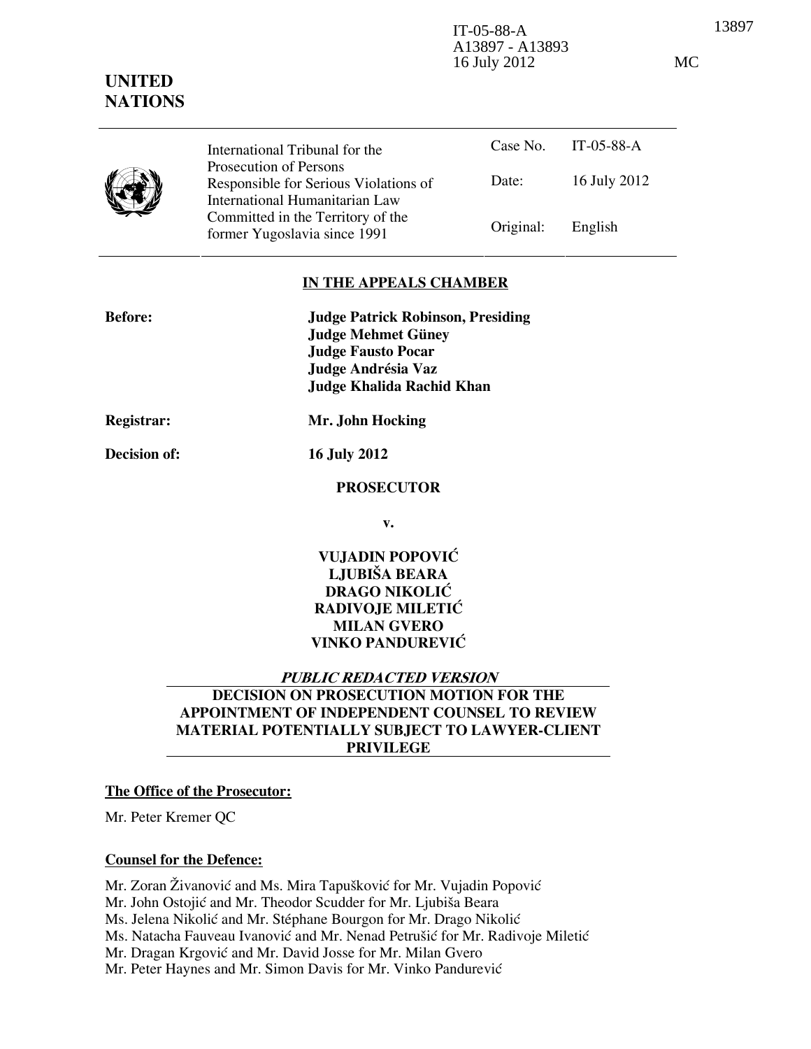IT-05-88-A
A13897 - A13893
16 July 2012

MC

**UNITED NATIONS**

| | International Tribunal for the Prosecution of Persons Responsible for Serious Violations of International Humanitarian Law Committed in the Territory of the former Yugoslavia since 1991 | Case No. | IT-05-88-A |
|---|---|---|---|
| | | Date: | 16 July 2012 |
| | | Original: | English |

## IN THE APPEALS CHAMBER

**Before:** **Judge Patrick Robinson, Presiding**
**Judge Mehmet Güney**
**Judge Fausto Pocar**
**Judge Andrésia Vaz**
**Judge Khalida Rachid Khan**

**Registrar:** **Mr. John Hocking**

**Decision of:** **16 July 2012**

**PROSECUTOR**

**v.**

**VUJADIN POPOVIĆ**
**LJUBIŠA BEARA**
**DRAGO NIKOLIĆ**
**RADIVOJE MILETIĆ**
**MILAN GVERO**
**VINKO PANDUREVIĆ**

***PUBLIC REDACTED VERSION***

**DECISION ON PROSECUTION MOTION FOR THE APPOINTMENT OF INDEPENDENT COUNSEL TO REVIEW MATERIAL POTENTIALLY SUBJECT TO LAWYER-CLIENT PRIVILEGE**

**The Office of the Prosecutor:**

Mr. Peter Kremer QC

**Counsel for the Defence:**

Mr. Zoran Živanović and Ms. Mira Tapušković for Mr. Vujadin Popović
Mr. John Ostojić and Mr. Theodor Scudder for Mr. Ljubiša Beara
Ms. Jelena Nikolić and Mr. Stéphane Bourgon for Mr. Drago Nikolić
Ms. Natacha Fauveau Ivanović and Mr. Nenad Petrušić for Mr. Radivoje Miletić
Mr. Dragan Krgović and Mr. David Josse for Mr. Milan Gvero
Mr. Peter Haynes and Mr. Simon Davis for Mr. Vinko Pandurević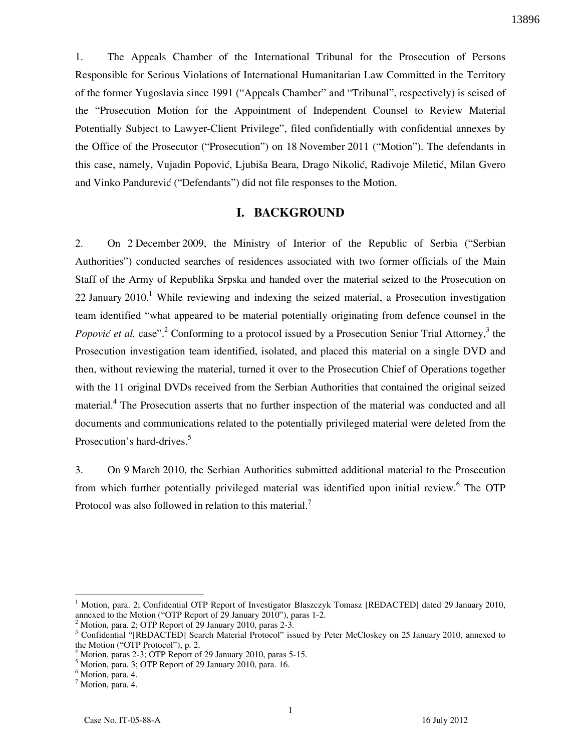1. The Appeals Chamber of the International Tribunal for the Prosecution of Persons Responsible for Serious Violations of International Humanitarian Law Committed in the Territory of the former Yugoslavia since 1991 ("Appeals Chamber" and "Tribunal", respectively) is seised of the "Prosecution Motion for the Appointment of Independent Counsel to Review Material Potentially Subject to Lawyer-Client Privilege", filed confidentially with confidential annexes by the Office of the Prosecutor ("Prosecution") on 18 November 2011 ("Motion"). The defendants in this case, namely, Vujadin Popović, Ljubiša Beara, Drago Nikolić, Radivoje Miletić, Milan Gvero and Vinko Pandurević ("Defendants") did not file responses to the Motion.

## I. BACKGROUND

2. On 2 December 2009, the Ministry of Interior of the Republic of Serbia ("Serbian Authorities") conducted searches of residences associated with two former officials of the Main Staff of the Army of Republika Srpska and handed over the material seized to the Prosecution on 22 January 2010.[1] While reviewing and indexing the seized material, a Prosecution investigation team identified "what appeared to be material potentially originating from defence counsel in the *Popović et al.* case".[2] Conforming to a protocol issued by a Prosecution Senior Trial Attorney,[3] the Prosecution investigation team identified, isolated, and placed this material on a single DVD and then, without reviewing the material, turned it over to the Prosecution Chief of Operations together with the 11 original DVDs received from the Serbian Authorities that contained the original seized material.[4] The Prosecution asserts that no further inspection of the material was conducted and all documents and communications related to the potentially privileged material were deleted from the Prosecution's hard-drives.[5]

3. On 9 March 2010, the Serbian Authorities submitted additional material to the Prosecution from which further potentially privileged material was identified upon initial review.[6] The OTP Protocol was also followed in relation to this material.[7]

---

[1] Motion, para. 2; Confidential OTP Report of Investigator Blaszczyk Tomasz [REDACTED] dated 29 January 2010, annexed to the Motion ("OTP Report of 29 January 2010"), paras 1-2.

[2] Motion, para. 2; OTP Report of 29 January 2010, paras 2-3.

[3] Confidential "[REDACTED] Search Material Protocol" issued by Peter McCloskey on 25 January 2010, annexed to the Motion ("OTP Protocol"), p. 2.

[4] Motion, paras 2-3; OTP Report of 29 January 2010, paras 5-15.

[5] Motion, para. 3; OTP Report of 29 January 2010, para. 16.

[6] Motion, para. 4.

[7] Motion, para. 4.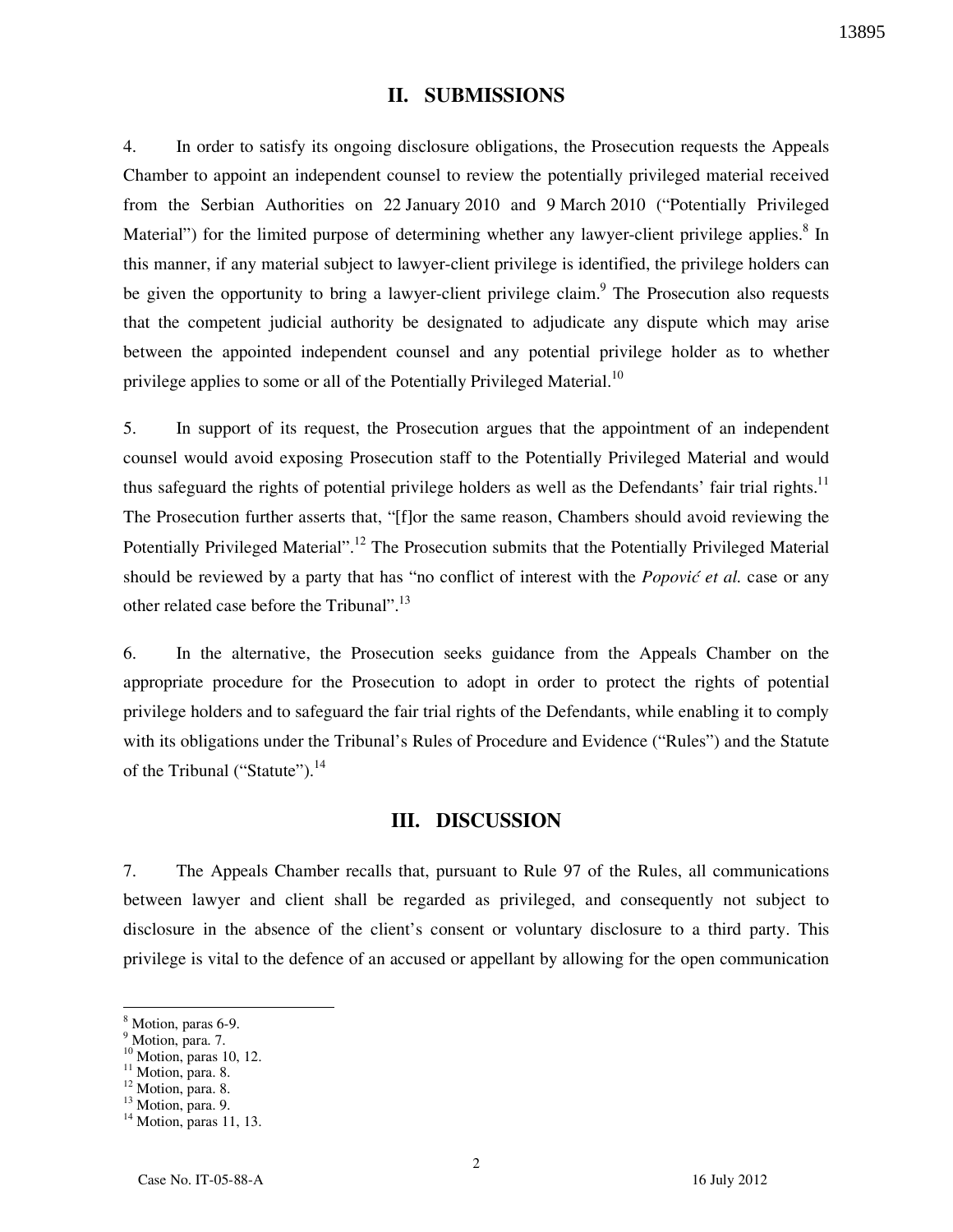## II. SUBMISSIONS

4. In order to satisfy its ongoing disclosure obligations, the Prosecution requests the Appeals Chamber to appoint an independent counsel to review the potentially privileged material received from the Serbian Authorities on 22 January 2010 and 9 March 2010 ("Potentially Privileged Material") for the limited purpose of determining whether any lawyer-client privilege applies.[8] In this manner, if any material subject to lawyer-client privilege is identified, the privilege holders can be given the opportunity to bring a lawyer-client privilege claim.[9] The Prosecution also requests that the competent judicial authority be designated to adjudicate any dispute which may arise between the appointed independent counsel and any potential privilege holder as to whether privilege applies to some or all of the Potentially Privileged Material.[10]

5. In support of its request, the Prosecution argues that the appointment of an independent counsel would avoid exposing Prosecution staff to the Potentially Privileged Material and would thus safeguard the rights of potential privilege holders as well as the Defendants' fair trial rights.[11] The Prosecution further asserts that, "[f]or the same reason, Chambers should avoid reviewing the Potentially Privileged Material".[12] The Prosecution submits that the Potentially Privileged Material should be reviewed by a party that has "no conflict of interest with the *Popović et al.* case or any other related case before the Tribunal".[13]

6. In the alternative, the Prosecution seeks guidance from the Appeals Chamber on the appropriate procedure for the Prosecution to adopt in order to protect the rights of potential privilege holders and to safeguard the fair trial rights of the Defendants, while enabling it to comply with its obligations under the Tribunal's Rules of Procedure and Evidence ("Rules") and the Statute of the Tribunal ("Statute").[14]

## III. DISCUSSION

7. The Appeals Chamber recalls that, pursuant to Rule 97 of the Rules, all communications between lawyer and client shall be regarded as privileged, and consequently not subject to disclosure in the absence of the client's consent or voluntary disclosure to a third party. This privilege is vital to the defence of an accused or appellant by allowing for the open communication

---

[8] Motion, paras 6-9.
[9] Motion, para. 7.
[10] Motion, paras 10, 12.
[11] Motion, para. 8.
[12] Motion, para. 8.
[13] Motion, para. 9.
[14] Motion, paras 11, 13.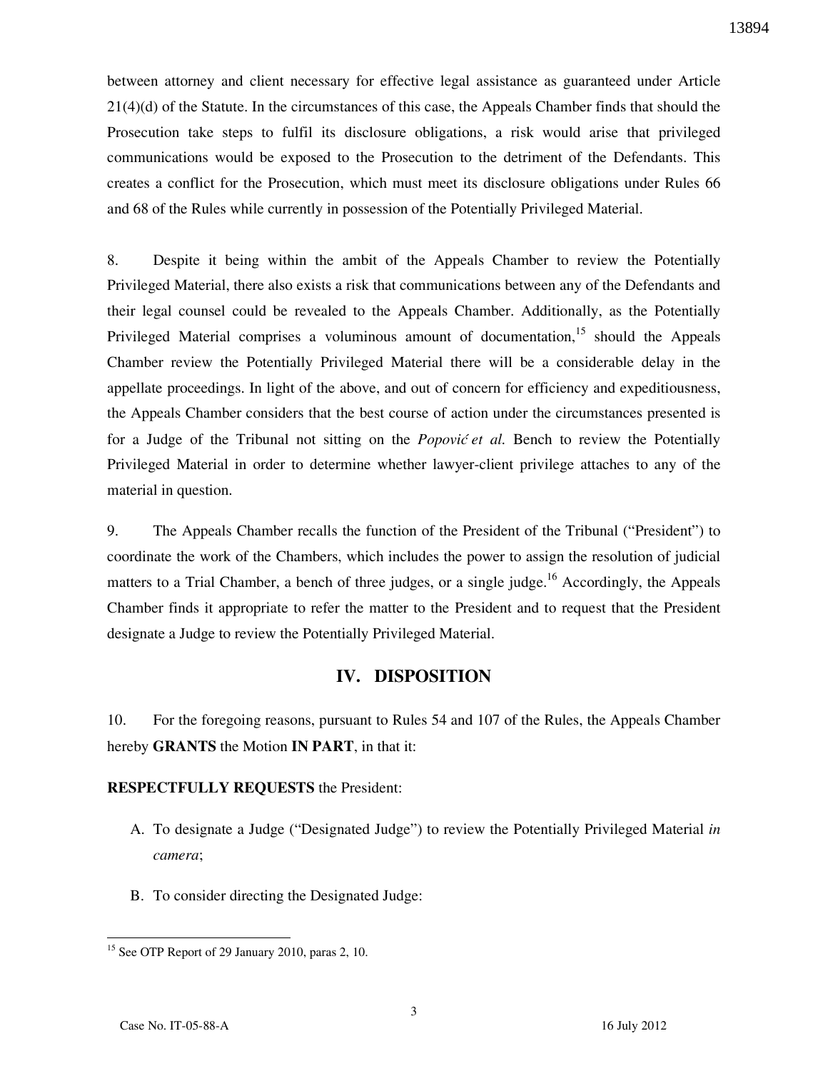between attorney and client necessary for effective legal assistance as guaranteed under Article 21(4)(d) of the Statute. In the circumstances of this case, the Appeals Chamber finds that should the Prosecution take steps to fulfil its disclosure obligations, a risk would arise that privileged communications would be exposed to the Prosecution to the detriment of the Defendants. This creates a conflict for the Prosecution, which must meet its disclosure obligations under Rules 66 and 68 of the Rules while currently in possession of the Potentially Privileged Material.

8. Despite it being within the ambit of the Appeals Chamber to review the Potentially Privileged Material, there also exists a risk that communications between any of the Defendants and their legal counsel could be revealed to the Appeals Chamber. Additionally, as the Potentially Privileged Material comprises a voluminous amount of documentation,[15] should the Appeals Chamber review the Potentially Privileged Material there will be a considerable delay in the appellate proceedings. In light of the above, and out of concern for efficiency and expeditiousness, the Appeals Chamber considers that the best course of action under the circumstances presented is for a Judge of the Tribunal not sitting on the *Popović et al.* Bench to review the Potentially Privileged Material in order to determine whether lawyer-client privilege attaches to any of the material in question.

9. The Appeals Chamber recalls the function of the President of the Tribunal ("President") to coordinate the work of the Chambers, which includes the power to assign the resolution of judicial matters to a Trial Chamber, a bench of three judges, or a single judge.[16] Accordingly, the Appeals Chamber finds it appropriate to refer the matter to the President and to request that the President designate a Judge to review the Potentially Privileged Material.

## IV. DISPOSITION

10. For the foregoing reasons, pursuant to Rules 54 and 107 of the Rules, the Appeals Chamber hereby **GRANTS** the Motion **IN PART**, in that it:

**RESPECTFULLY REQUESTS** the President:

A. To designate a Judge ("Designated Judge") to review the Potentially Privileged Material *in camera*;

B. To consider directing the Designated Judge:

---

[15] See OTP Report of 29 January 2010, paras 2, 10.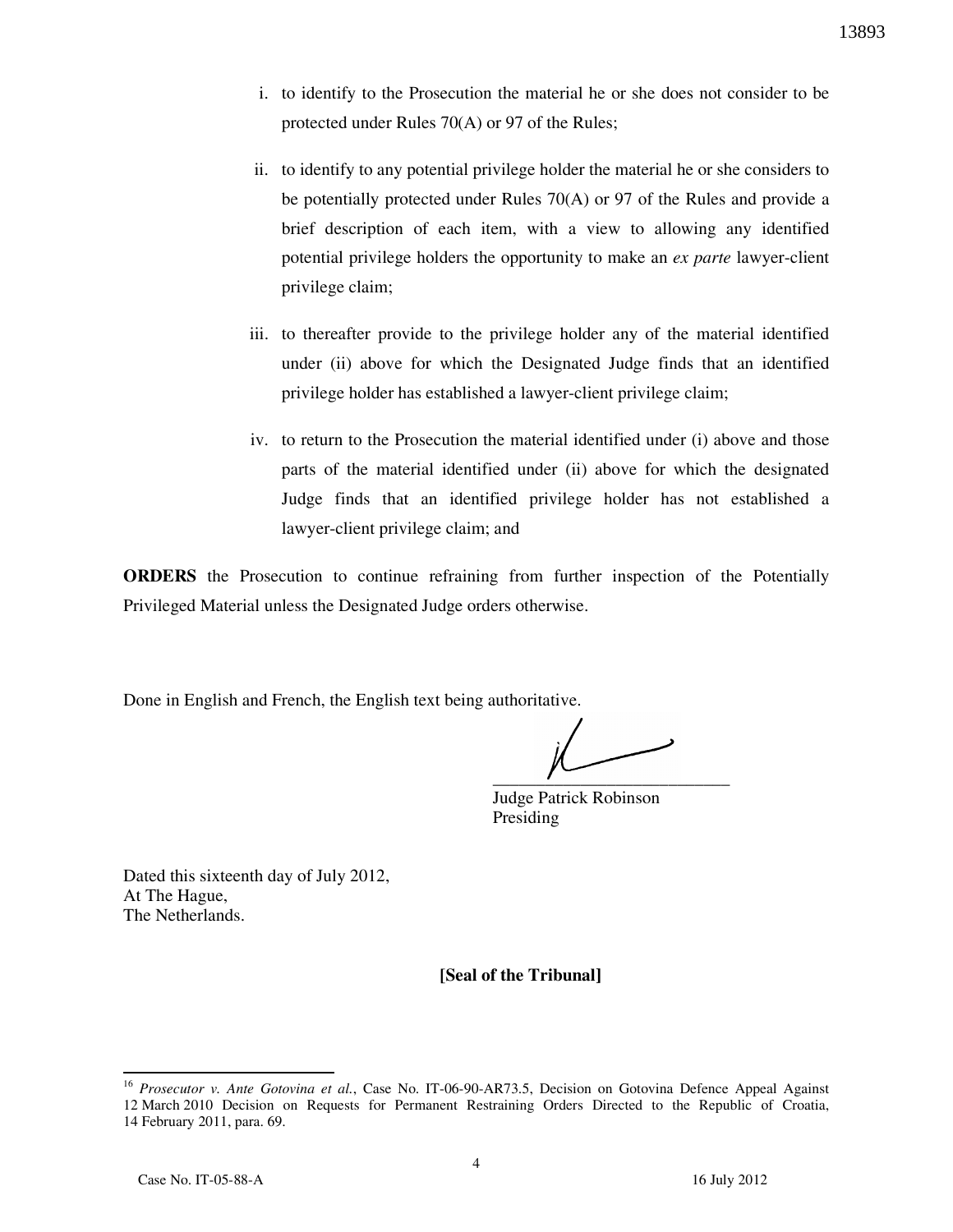i. to identify to the Prosecution the material he or she does not consider to be protected under Rules 70(A) or 97 of the Rules;

ii. to identify to any potential privilege holder the material he or she considers to be potentially protected under Rules 70(A) or 97 of the Rules and provide a brief description of each item, with a view to allowing any identified potential privilege holders the opportunity to make an *ex parte* lawyer-client privilege claim;

iii. to thereafter provide to the privilege holder any of the material identified under (ii) above for which the Designated Judge finds that an identified privilege holder has established a lawyer-client privilege claim;

iv. to return to the Prosecution the material identified under (i) above and those parts of the material identified under (ii) above for which the designated Judge finds that an identified privilege holder has not established a lawyer-client privilege claim; and

**ORDERS** the Prosecution to continue refraining from further inspection of the Potentially Privileged Material unless the Designated Judge orders otherwise.

Done in English and French, the English text being authoritative.

Judge Patrick Robinson
Presiding

Dated this sixteenth day of July 2012,
At The Hague,
The Netherlands.

**[Seal of the Tribunal]**

---

[16] *Prosecutor v. Ante Gotovina et al.*, Case No. IT-06-90-AR73.5, Decision on Gotovina Defence Appeal Against 12 March 2010 Decision on Requests for Permanent Restraining Orders Directed to the Republic of Croatia, 14 February 2011, para. 69.